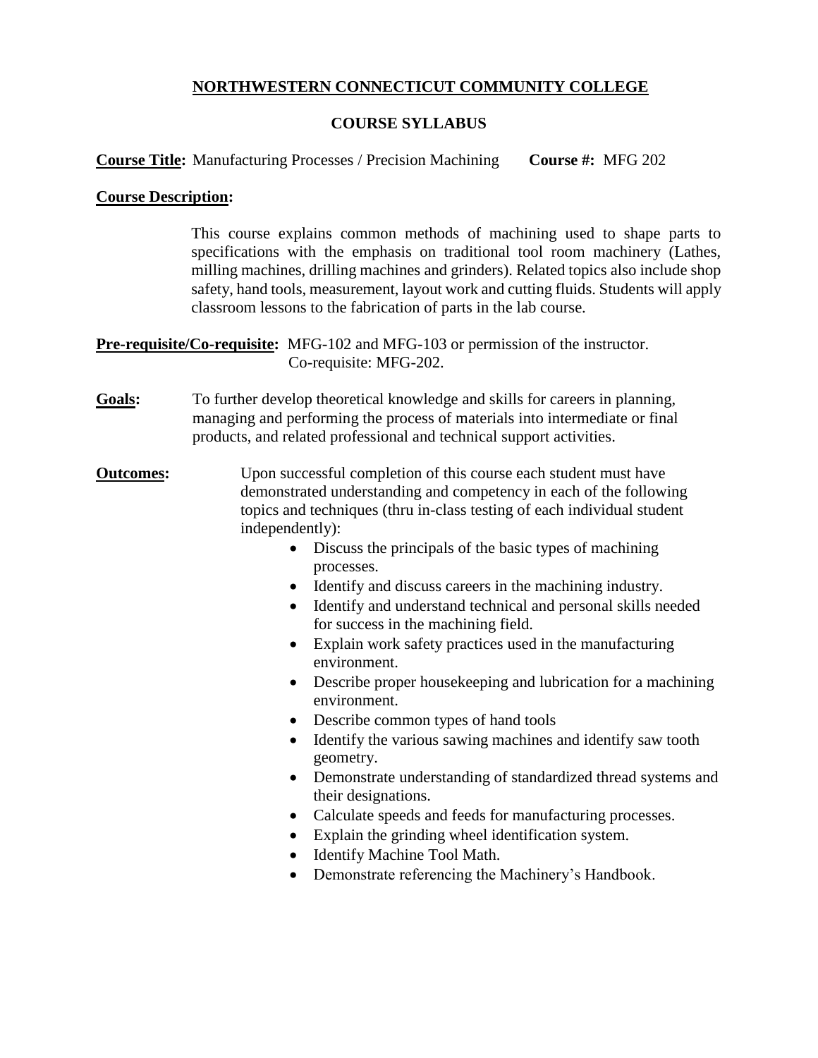**NORTHWESTERN CONNECTICUT COMMUNITY COLLEGE**

**COURSE SYLLABUS**

**Course Title:** Manufacturing Processes / Precision Machining **Course #:** MFG 202

**Course Description:**

This course explains common methods of machining used to shape parts to specifications with the emphasis on traditional tool room machinery (Lathes, milling machines, drilling machines and grinders). Related topics also include shop safety, hand tools, measurement, layout work and cutting fluids. Students will apply classroom lessons to the fabrication of parts in the lab course.

**Pre-requisite/Co-requisite:** MFG-102 and MFG-103 or permission of the instructor.
Co-requisite: MFG-202.

**Goals:** To further develop theoretical knowledge and skills for careers in planning, managing and performing the process of materials into intermediate or final products, and related professional and technical support activities.

**Outcomes:** Upon successful completion of this course each student must have demonstrated understanding and competency in each of the following topics and techniques (thru in-class testing of each individual student independently):

- Discuss the principals of the basic types of machining processes.
- Identify and discuss careers in the machining industry.
- Identify and understand technical and personal skills needed for success in the machining field.
- Explain work safety practices used in the manufacturing environment.
- Describe proper housekeeping and lubrication for a machining environment.
- Describe common types of hand tools
- Identify the various sawing machines and identify saw tooth geometry.
- Demonstrate understanding of standardized thread systems and their designations.
- Calculate speeds and feeds for manufacturing processes.
- Explain the grinding wheel identification system.
- Identify Machine Tool Math.
- Demonstrate referencing the Machinery's Handbook.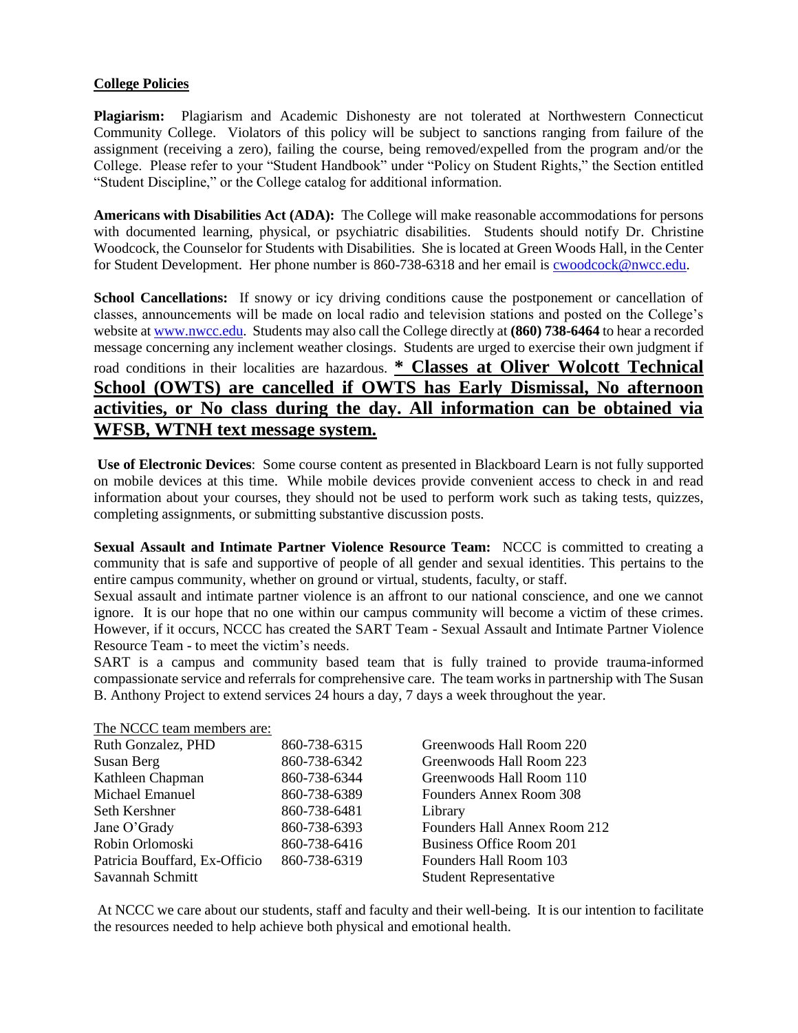**College Policies**

**Plagiarism:** Plagiarism and Academic Dishonesty are not tolerated at Northwestern Connecticut Community College. Violators of this policy will be subject to sanctions ranging from failure of the assignment (receiving a zero), failing the course, being removed/expelled from the program and/or the College. Please refer to your "Student Handbook" under "Policy on Student Rights," the Section entitled "Student Discipline," or the College catalog for additional information.

**Americans with Disabilities Act (ADA):** The College will make reasonable accommodations for persons with documented learning, physical, or psychiatric disabilities. Students should notify Dr. Christine Woodcock, the Counselor for Students with Disabilities. She is located at Green Woods Hall, in the Center for Student Development. Her phone number is 860-738-6318 and her email is cwoodcock@nwcc.edu.

**School Cancellations:** If snowy or icy driving conditions cause the postponement or cancellation of classes, announcements will be made on local radio and television stations and posted on the College's website at www.nwcc.edu. Students may also call the College directly at **(860) 738-6464** to hear a recorded message concerning any inclement weather closings. Students are urged to exercise their own judgment if road conditions in their localities are hazardous. **\* Classes at Oliver Wolcott Technical School (OWTS) are cancelled if OWTS has Early Dismissal, No afternoon activities, or No class during the day. All information can be obtained via WFSB, WTNH text message system.**

**Use of Electronic Devices**: Some course content as presented in Blackboard Learn is not fully supported on mobile devices at this time. While mobile devices provide convenient access to check in and read information about your courses, they should not be used to perform work such as taking tests, quizzes, completing assignments, or submitting substantive discussion posts.

**Sexual Assault and Intimate Partner Violence Resource Team:** NCCC is committed to creating a community that is safe and supportive of people of all gender and sexual identities. This pertains to the entire campus community, whether on ground or virtual, students, faculty, or staff.

Sexual assault and intimate partner violence is an affront to our national conscience, and one we cannot ignore. It is our hope that no one within our campus community will become a victim of these crimes. However, if it occurs, NCCC has created the SART Team - Sexual Assault and Intimate Partner Violence Resource Team - to meet the victim's needs.

SART is a campus and community based team that is fully trained to provide trauma-informed compassionate service and referrals for comprehensive care. The team works in partnership with The Susan B. Anthony Project to extend services 24 hours a day, 7 days a week throughout the year.

The NCCC team members are:

| | | |
|---|---|---|
| Ruth Gonzalez, PHD | 860-738-6315 | Greenwoods Hall Room 220 |
| Susan Berg | 860-738-6342 | Greenwoods Hall Room 223 |
| Kathleen Chapman | 860-738-6344 | Greenwoods Hall Room 110 |
| Michael Emanuel | 860-738-6389 | Founders Annex Room 308 |
| Seth Kershner | 860-738-6481 | Library |
| Jane O'Grady | 860-738-6393 | Founders Hall Annex Room 212 |
| Robin Orlomoski | 860-738-6416 | Business Office Room 201 |
| Patricia Bouffard, Ex-Officio | 860-738-6319 | Founders Hall Room 103 |
| Savannah Schmitt | | Student Representative |

At NCCC we care about our students, staff and faculty and their well-being. It is our intention to facilitate the resources needed to help achieve both physical and emotional health.